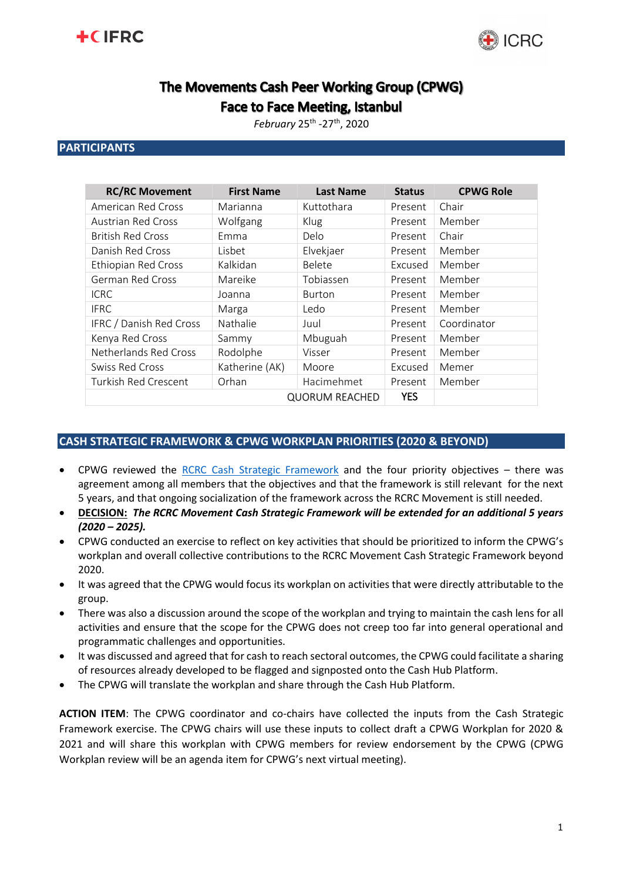# The Movements Cash Peer Working Group (CPWG)

# Face to Face Meeting, Istanbul

*February* 25th -27th, 2020

## PARTICIPANTS

| RC/RC Movement | First Name | Last Name | Status | CPWG Role |
|---|---|---|---|---|
| American Red Cross | Marianna | Kuttothara | Present | Chair |
| Austrian Red Cross | Wolfgang | Klug | Present | Member |
| British Red Cross | Emma | Delo | Present | Chair |
| Danish Red Cross | Lisbet | Elvekjaer | Present | Member |
| Ethiopian Red Cross | Kalkidan | Belete | Excused | Member |
| German Red Cross | Mareike | Tobiassen | Present | Member |
| ICRC | Joanna | Burton | Present | Member |
| IFRC | Marga | Ledo | Present | Member |
| IFRC / Danish Red Cross | Nathalie | Juul | Present | Coordinator |
| Kenya Red Cross | Sammy | Mbuguah | Present | Member |
| Netherlands Red Cross | Rodolphe | Visser | Present | Member |
| Swiss Red Cross | Katherine (AK) | Moore | Excused | Memer |
| Turkish Red Crescent | Orhan | Hacimehmet | Present | Member |
| | | QUORUM REACHED | **YES** | |

## CASH STRATEGIC FRAMEWORK & CPWG WORKPLAN PRIORITIES (2020 & BEYOND)

- CPWG reviewed the RCRC Cash Strategic Framework and the four priority objectives – there was agreement among all members that the objectives and that the framework is still relevant for the next 5 years, and that ongoing socialization of the framework across the RCRC Movement is still needed.
- **DECISION:** ***The RCRC Movement Cash Strategic Framework will be extended for an additional 5 years (2020 – 2025).***
- CPWG conducted an exercise to reflect on key activities that should be prioritized to inform the CPWG's workplan and overall collective contributions to the RCRC Movement Cash Strategic Framework beyond 2020.
- It was agreed that the CPWG would focus its workplan on activities that were directly attributable to the group.
- There was also a discussion around the scope of the workplan and trying to maintain the cash lens for all activities and ensure that the scope for the CPWG does not creep too far into general operational and programmatic challenges and opportunities.
- It was discussed and agreed that for cash to reach sectoral outcomes, the CPWG could facilitate a sharing of resources already developed to be flagged and signposted onto the Cash Hub Platform.
- The CPWG will translate the workplan and share through the Cash Hub Platform.

**ACTION ITEM**: The CPWG coordinator and co-chairs have collected the inputs from the Cash Strategic Framework exercise. The CPWG chairs will use these inputs to collect draft a CPWG Workplan for 2020 & 2021 and will share this workplan with CPWG members for review endorsement by the CPWG (CPWG Workplan review will be an agenda item for CPWG's next virtual meeting).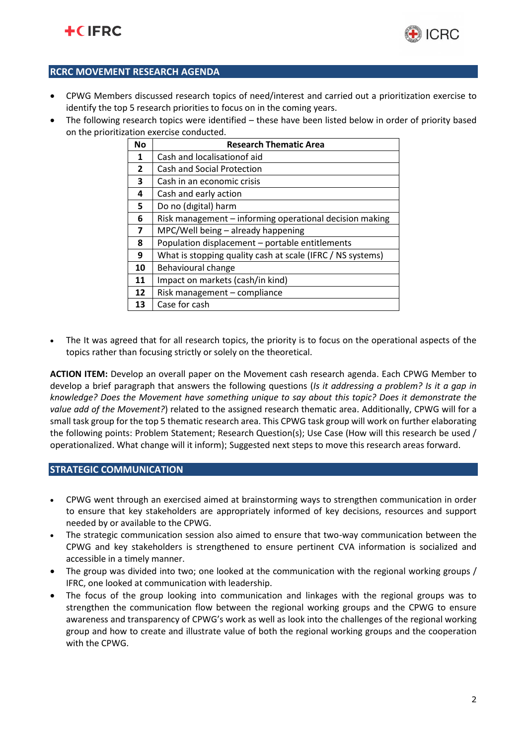## RCRC MOVEMENT RESEARCH AGENDA

- CPWG Members discussed research topics of need/interest and carried out a prioritization exercise to identify the top 5 research priorities to focus on in the coming years.
- The following research topics were identified – these have been listed below in order of priority based on the prioritization exercise conducted.

| No | Research Thematic Area |
|---|---|
| 1 | Cash and localisationof aid |
| 2 | Cash and Social Protection |
| 3 | Cash in an economic crisis |
| 4 | Cash and early action |
| 5 | Do no (dıgital) harm |
| 6 | Risk management – informing operational decision making |
| 7 | MPC/Well being – already happening |
| 8 | Population displacement – portable entitlements |
| 9 | What is stopping quality cash at scale (IFRC / NS systems) |
| 10 | Behavioural change |
| 11 | Impact on markets (cash/in kind) |
| 12 | Risk management – compliance |
| 13 | Case for cash |

- The It was agreed that for all research topics, the priority is to focus on the operational aspects of the topics rather than focusing strictly or solely on the theoretical.

**ACTION ITEM:** Develop an overall paper on the Movement cash research agenda. Each CPWG Member to develop a brief paragraph that answers the following questions (*Is it addressing a problem? Is it a gap in knowledge? Does the Movement have something unique to say about this topic? Does it demonstrate the value add of the Movement?*) related to the assigned research thematic area. Additionally, CPWG will for a small task group for the top 5 thematic research area. This CPWG task group will work on further elaborating the following points: Problem Statement; Research Question(s); Use Case (How will this research be used / operationalized. What change will it inform); Suggested next steps to move this research areas forward.

## STRATEGIC COMMUNICATION

- CPWG went through an exercised aimed at brainstorming ways to strengthen communication in order to ensure that key stakeholders are appropriately informed of key decisions, resources and support needed by or available to the CPWG.
- The strategic communication session also aimed to ensure that two-way communication between the CPWG and key stakeholders is strengthened to ensure pertinent CVA information is socialized and accessible in a timely manner.
- The group was divided into two; one looked at the communication with the regional working groups / IFRC, one looked at communication with leadership.
- The focus of the group looking into communication and linkages with the regional groups was to strengthen the communication flow between the regional working groups and the CPWG to ensure awareness and transparency of CPWG's work as well as look into the challenges of the regional working group and how to create and illustrate value of both the regional working groups and the cooperation with the CPWG.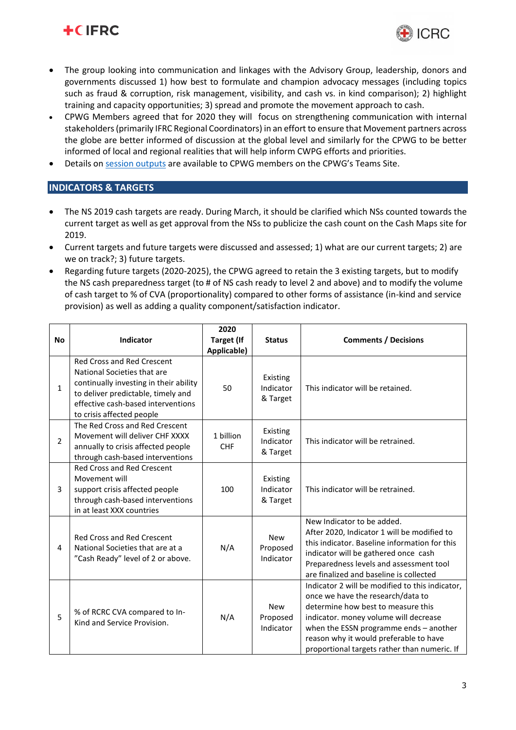- The group looking into communication and linkages with the Advisory Group, leadership, donors and governments discussed 1) how best to formulate and champion advocacy messages (including topics such as fraud & corruption, risk management, visibility, and cash vs. in kind comparison); 2) highlight training and capacity opportunities; 3) spread and promote the movement approach to cash.
- CPWG Members agreed that for 2020 they will focus on strengthening communication with internal stakeholders (primarily IFRC Regional Coordinators) in an effort to ensure that Movement partners across the globe are better informed of discussion at the global level and similarly for the CPWG to be better informed of local and regional realities that will help inform CWPG efforts and priorities.
- Details on session outputs are available to CPWG members on the CPWG's Teams Site.

## INDICATORS & TARGETS

- The NS 2019 cash targets are ready. During March, it should be clarified which NSs counted towards the current target as well as get approval from the NSs to publicize the cash count on the Cash Maps site for 2019.
- Current targets and future targets were discussed and assessed; 1) what are our current targets; 2) are we on track?; 3) future targets.
- Regarding future targets (2020-2025), the CPWG agreed to retain the 3 existing targets, but to modify the NS cash preparedness target (to # of NS cash ready to level 2 and above) and to modify the volume of cash target to % of CVA (proportionality) compared to other forms of assistance (in-kind and service provision) as well as adding a quality component/satisfaction indicator.

| No | Indicator | 2020 Target (If Applicable) | Status | Comments / Decisions |
|---|---|---|---|---|
| 1 | Red Cross and Red Crescent National Societies that are continually investing in their ability to deliver predictable, timely and effective cash-based interventions to crisis affected people | 50 | Existing Indicator & Target | This indicator will be retained. |
| 2 | The Red Cross and Red Crescent Movement will deliver CHF XXXX annually to crisis affected people through cash-based interventions | 1 billion CHF | Existing Indicator & Target | This indicator will be retrained. |
| 3 | Red Cross and Red Crescent Movement will support crisis affected people through cash-based interventions in at least XXX countries | 100 | Existing Indicator & Target | This indicator will be retrained. |
| 4 | Red Cross and Red Crescent National Societies that are at a "Cash Ready" level of 2 or above. | N/A | New Proposed Indicator | New Indicator to be added. After 2020, Indicator 1 will be modified to this indicator. Baseline information for this indicator will be gathered once cash Preparedness levels and assessment tool are finalized and baseline is collected |
| 5 | % of RCRC CVA compared to In-Kind and Service Provision. | N/A | New Proposed Indicator | Indicator 2 will be modified to this indicator, once we have the research/data to determine how best to measure this indicator. money volume will decrease when the ESSN programme ends – another reason why it would preferable to have proportional targets rather than numeric. If |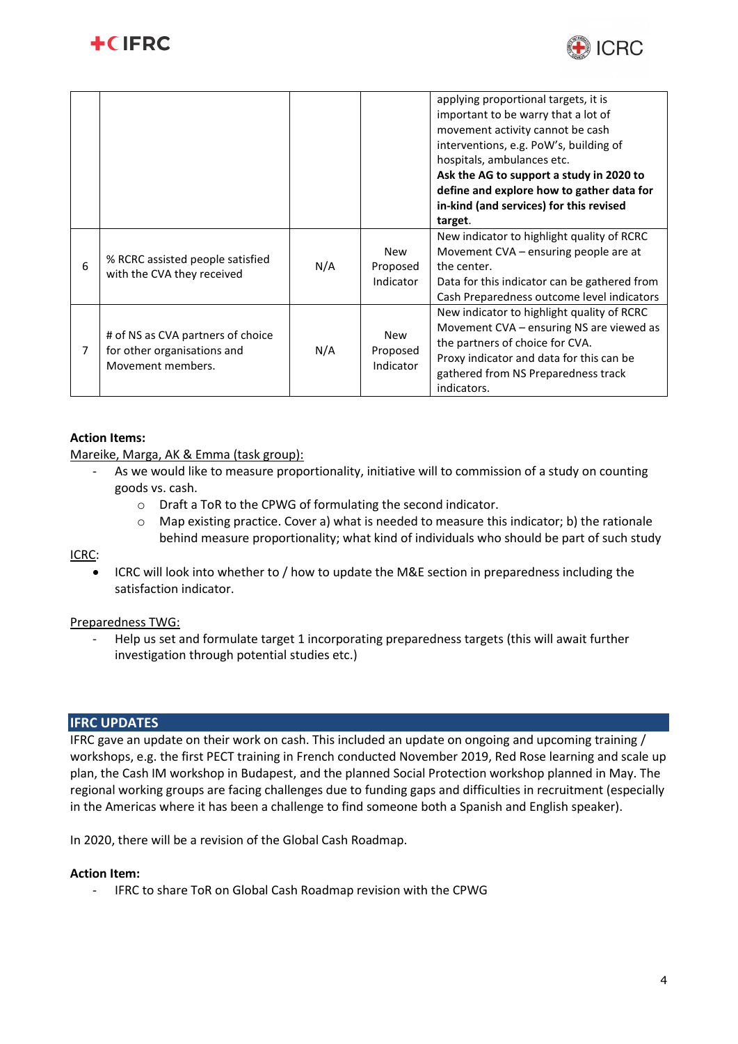| | | | | |
|---|---|---|---|---|
| | | | | applying proportional targets, it is important to be warry that a lot of movement activity cannot be cash interventions, e.g. PoW's, building of hospitals, ambulances etc. **Ask the AG to support a study in 2020 to define and explore how to gather data for in-kind (and services) for this revised target**. |
| 6 | % RCRC assisted people satisfied with the CVA they received | N/A | New Proposed Indicator | New indicator to highlight quality of RCRC Movement CVA – ensuring people are at the center. Data for this indicator can be gathered from Cash Preparedness outcome level indicators |
| 7 | # of NS as CVA partners of choice for other organisations and Movement members. | N/A | New Proposed Indicator | New indicator to highlight quality of RCRC Movement CVA – ensuring NS are viewed as the partners of choice for CVA. Proxy indicator and data for this can be gathered from NS Preparedness track indicators. |

**Action Items:**

Mareike, Marga, AK & Emma (task group):

- As we would like to measure proportionality, initiative will to commission of a study on counting goods vs. cash.
  - Draft a ToR to the CPWG of formulating the second indicator.
  - Map existing practice. Cover a) what is needed to measure this indicator; b) the rationale behind measure proportionality; what kind of individuals who should be part of such study

ICRC:

- ICRC will look into whether to / how to update the M&E section in preparedness including the satisfaction indicator.

Preparedness TWG:

- Help us set and formulate target 1 incorporating preparedness targets (this will await further investigation through potential studies etc.)

## IFRC UPDATES

IFRC gave an update on their work on cash. This included an update on ongoing and upcoming training / workshops, e.g. the first PECT training in French conducted November 2019, Red Rose learning and scale up plan, the Cash IM workshop in Budapest, and the planned Social Protection workshop planned in May. The regional working groups are facing challenges due to funding gaps and difficulties in recruitment (especially in the Americas where it has been a challenge to find someone both a Spanish and English speaker).

In 2020, there will be a revision of the Global Cash Roadmap.

**Action Item:**

- IFRC to share ToR on Global Cash Roadmap revision with the CPWG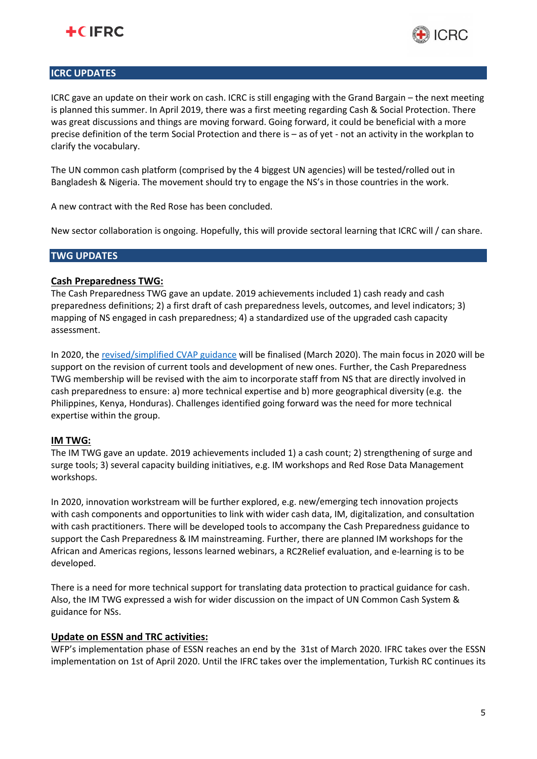## ICRC UPDATES

ICRC gave an update on their work on cash. ICRC is still engaging with the Grand Bargain – the next meeting is planned this summer. In April 2019, there was a first meeting regarding Cash & Social Protection. There was great discussions and things are moving forward. Going forward, it could be beneficial with a more precise definition of the term Social Protection and there is – as of yet - not an activity in the workplan to clarify the vocabulary.

The UN common cash platform (comprised by the 4 biggest UN agencies) will be tested/rolled out in Bangladesh & Nigeria. The movement should try to engage the NS's in those countries in the work.

A new contract with the Red Rose has been concluded.

New sector collaboration is ongoing. Hopefully, this will provide sectoral learning that ICRC will / can share.

## TWG UPDATES

### Cash Preparedness TWG:

The Cash Preparedness TWG gave an update. 2019 achievements included 1) cash ready and cash preparedness definitions; 2) a first draft of cash preparedness levels, outcomes, and level indicators; 3) mapping of NS engaged in cash preparedness; 4) a standardized use of the upgraded cash capacity assessment.

In 2020, the revised/simplified CVAP guidance will be finalised (March 2020). The main focus in 2020 will be support on the revision of current tools and development of new ones. Further, the Cash Preparedness TWG membership will be revised with the aim to incorporate staff from NS that are directly involved in cash preparedness to ensure: a) more technical expertise and b) more geographical diversity (e.g. the Philippines, Kenya, Honduras). Challenges identified going forward was the need for more technical expertise within the group.

### IM TWG:

The IM TWG gave an update. 2019 achievements included 1) a cash count; 2) strengthening of surge and surge tools; 3) several capacity building initiatives, e.g. IM workshops and Red Rose Data Management workshops.

In 2020, innovation workstream will be further explored, e.g. new/emerging tech innovation projects with cash components and opportunities to link with wider cash data, IM, digitalization, and consultation with cash practitioners. There will be developed tools to accompany the Cash Preparedness guidance to support the Cash Preparedness & IM mainstreaming. Further, there are planned IM workshops for the African and Americas regions, lessons learned webinars, a RC2Relief evaluation, and e-learning is to be developed.

There is a need for more technical support for translating data protection to practical guidance for cash. Also, the IM TWG expressed a wish for wider discussion on the impact of UN Common Cash System & guidance for NSs.

### Update on ESSN and TRC activities:

WFP's implementation phase of ESSN reaches an end by the 31st of March 2020. IFRC takes over the ESSN implementation on 1st of April 2020. Until the IFRC takes over the implementation, Turkish RC continues its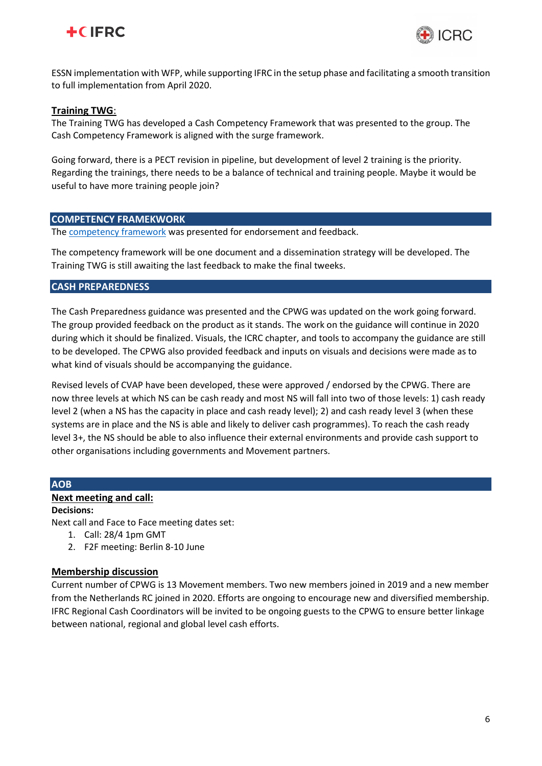ESSN implementation with WFP, while supporting IFRC in the setup phase and facilitating a smooth transition to full implementation from April 2020.

**Training TWG**:

The Training TWG has developed a Cash Competency Framework that was presented to the group. The Cash Competency Framework is aligned with the surge framework.

Going forward, there is a PECT revision in pipeline, but development of level 2 training is the priority. Regarding the trainings, there needs to be a balance of technical and training people. Maybe it would be useful to have more training people join?

## COMPETENCY FRAMEKWORK

The competency framework was presented for endorsement and feedback.

The competency framework will be one document and a dissemination strategy will be developed. The Training TWG is still awaiting the last feedback to make the final tweeks.

## CASH PREPAREDNESS

The Cash Preparedness guidance was presented and the CPWG was updated on the work going forward. The group provided feedback on the product as it stands. The work on the guidance will continue in 2020 during which it should be finalized. Visuals, the ICRC chapter, and tools to accompany the guidance are still to be developed. The CPWG also provided feedback and inputs on visuals and decisions were made as to what kind of visuals should be accompanying the guidance.

Revised levels of CVAP have been developed, these were approved / endorsed by the CPWG. There are now three levels at which NS can be cash ready and most NS will fall into two of those levels: 1) cash ready level 2 (when a NS has the capacity in place and cash ready level); 2) and cash ready level 3 (when these systems are in place and the NS is able and likely to deliver cash programmes). To reach the cash ready level 3+, the NS should be able to also influence their external environments and provide cash support to other organisations including governments and Movement partners.

## AOB

**Next meeting and call:**

**Decisions:**

Next call and Face to Face meeting dates set:

1. Call: 28/4 1pm GMT
2. F2F meeting: Berlin 8-10 June

**Membership discussion**

Current number of CPWG is 13 Movement members. Two new members joined in 2019 and a new member from the Netherlands RC joined in 2020. Efforts are ongoing to encourage new and diversified membership. IFRC Regional Cash Coordinators will be invited to be ongoing guests to the CPWG to ensure better linkage between national, regional and global level cash efforts.